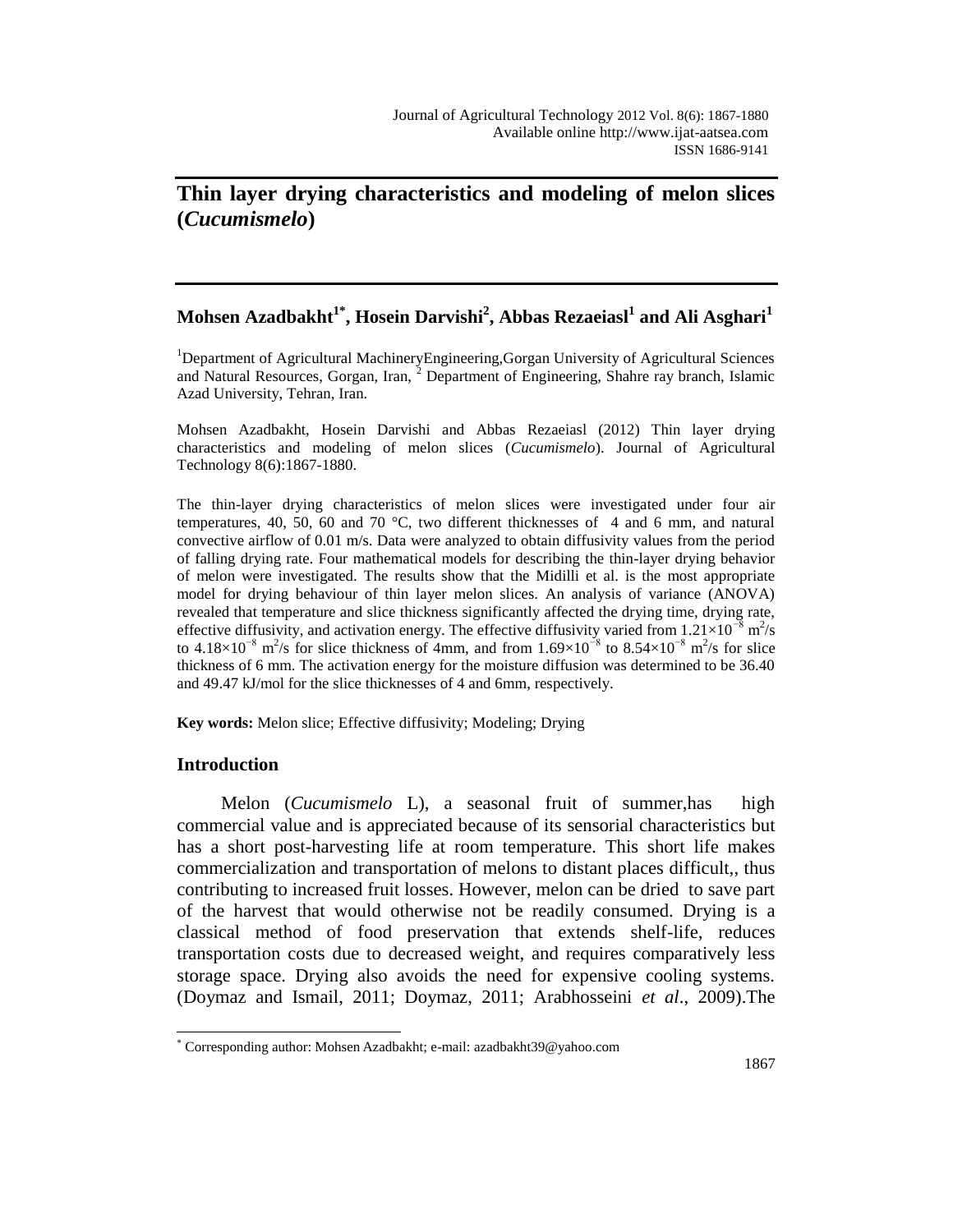# Thin layer drying characteristics and modeling of melon slices (*Cucumismelo*)

**Mohsen Azadbakht[1*], Hosein Darvishi[2], Abbas Rezaeiasl[1] and Ali Asghari[1]**

[1]Department of Agricultural MachineryEngineering,Gorgan University of Agricultural Sciences and Natural Resources, Gorgan, Iran, [2] Department of Engineering, Shahre ray branch, Islamic Azad University, Tehran, Iran.

Mohsen Azadbakht, Hosein Darvishi and Abbas Rezaeiasl (2012) Thin layer drying characteristics and modeling of melon slices (*Cucumismelo*). Journal of Agricultural Technology 8(6):1867-1880.

The thin-layer drying characteristics of melon slices were investigated under four air temperatures, 40, 50, 60 and 70 °C, two different thicknesses of 4 and 6 mm, and natural convective airflow of 0.01 m/s. Data were analyzed to obtain diffusivity values from the period of falling drying rate. Four mathematical models for describing the thin-layer drying behavior of melon were investigated. The results show that the Midilli et al. is the most appropriate model for drying behaviour of thin layer melon slices. An analysis of variance (ANOVA) revealed that temperature and slice thickness significantly affected the drying time, drying rate, effective diffusivity, and activation energy. The effective diffusivity varied from $1.21\times10^{-8}$ $m^2/s$ to $4.18\times10^{-8}$ $m^2/s$ for slice thickness of 4mm, and from $1.69\times10^{-8}$ to $8.54\times10^{-8}$ $m^2/s$ for slice thickness of 6 mm. The activation energy for the moisture diffusion was determined to be 36.40 and 49.47 kJ/mol for the slice thicknesses of 4 and 6mm, respectively.

**Key words:** Melon slice; Effective diffusivity; Modeling; Drying

## Introduction

Melon (*Cucumismelo* L), a seasonal fruit of summer,has high commercial value and is appreciated because of its sensorial characteristics but has a short post-harvesting life at room temperature. This short life makes commercialization and transportation of melons to distant places difficult,, thus contributing to increased fruit losses. However, melon can be dried to save part of the harvest that would otherwise not be readily consumed. Drying is a classical method of food preservation that extends shelf-life, reduces transportation costs due to decreased weight, and requires comparatively less storage space. Drying also avoids the need for expensive cooling systems. (Doymaz and Ismail, 2011; Doymaz, 2011; Arabhosseini *et al*., 2009).The

[*] Corresponding author: Mohsen Azadbakht; e-mail: azadbakht39@yahoo.com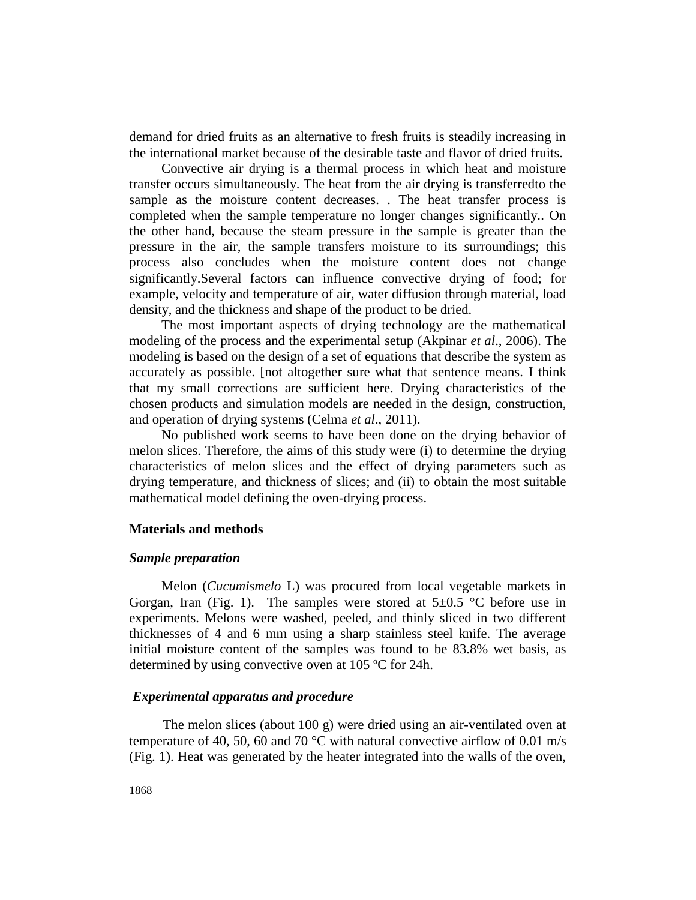demand for dried fruits as an alternative to fresh fruits is steadily increasing in the international market because of the desirable taste and flavor of dried fruits.

Convective air drying is a thermal process in which heat and moisture transfer occurs simultaneously. The heat from the air drying is transferredto the sample as the moisture content decreases. . The heat transfer process is completed when the sample temperature no longer changes significantly.. On the other hand, because the steam pressure in the sample is greater than the pressure in the air, the sample transfers moisture to its surroundings; this process also concludes when the moisture content does not change significantly.Several factors can influence convective drying of food; for example, velocity and temperature of air, water diffusion through material, load density, and the thickness and shape of the product to be dried.

The most important aspects of drying technology are the mathematical modeling of the process and the experimental setup (Akpinar *et al*., 2006). The modeling is based on the design of a set of equations that describe the system as accurately as possible. [not altogether sure what that sentence means. I think that my small corrections are sufficient here. Drying characteristics of the chosen products and simulation models are needed in the design, construction, and operation of drying systems (Celma *et al*., 2011).

No published work seems to have been done on the drying behavior of melon slices. Therefore, the aims of this study were (i) to determine the drying characteristics of melon slices and the effect of drying parameters such as drying temperature, and thickness of slices; and (ii) to obtain the most suitable mathematical model defining the oven-drying process.

## Materials and methods

### *Sample preparation*

Melon (*Cucumismelo* L) was procured from local vegetable markets in Gorgan, Iran (Fig. 1). The samples were stored at 5±0.5 °C before use in experiments. Melons were washed, peeled, and thinly sliced in two different thicknesses of 4 and 6 mm using a sharp stainless steel knife. The average initial moisture content of the samples was found to be 83.8% wet basis, as determined by using convective oven at 105 ºC for 24h.

### *Experimental apparatus and procedure*

The melon slices (about 100 g) were dried using an air-ventilated oven at temperature of 40, 50, 60 and 70 °C with natural convective airflow of 0.01 m/s (Fig. 1). Heat was generated by the heater integrated into the walls of the oven,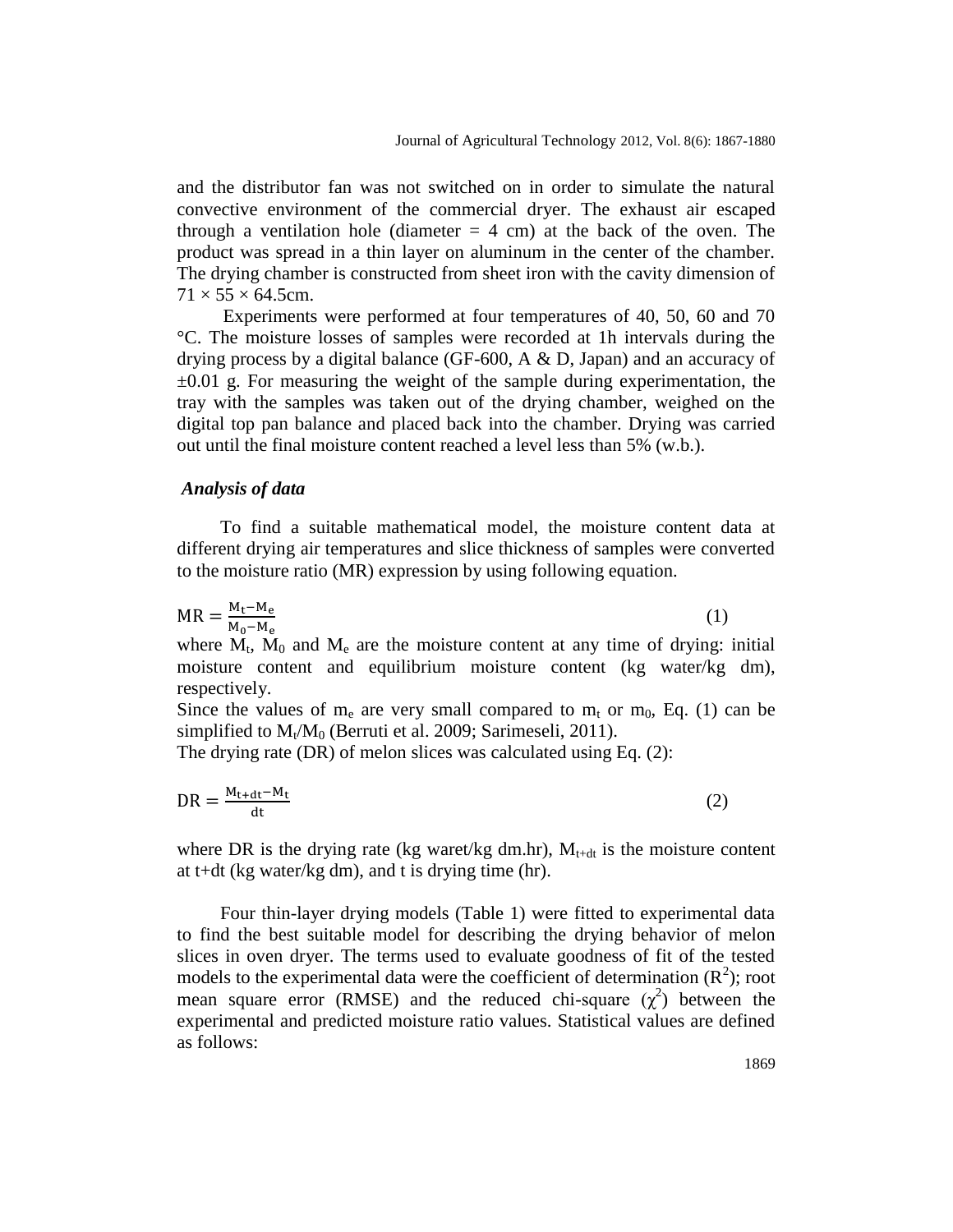and the distributor fan was not switched on in order to simulate the natural convective environment of the commercial dryer. The exhaust air escaped through a ventilation hole (diameter = 4 cm) at the back of the oven. The product was spread in a thin layer on aluminum in the center of the chamber. The drying chamber is constructed from sheet iron with the cavity dimension of $71 \times 55 \times 64.5$cm.

Experiments were performed at four temperatures of 40, 50, 60 and 70 °C. The moisture losses of samples were recorded at 1h intervals during the drying process by a digital balance (GF-600, A & D, Japan) and an accuracy of ±0.01 g. For measuring the weight of the sample during experimentation, the tray with the samples was taken out of the drying chamber, weighed on the digital top pan balance and placed back into the chamber. Drying was carried out until the final moisture content reached a level less than 5% (w.b.).

### *Analysis of data*

To find a suitable mathematical model, the moisture content data at different drying air temperatures and slice thickness of samples were converted to the moisture ratio (MR) expression by using following equation.

$$MR = \frac{M_t - M_e}{M_0 - M_e} \tag{1}$$

where $M_t$, $M_0$ and $M_e$ are the moisture content at any time of drying: initial moisture content and equilibrium moisture content (kg water/kg dm), respectively.

Since the values of $m_e$ are very small compared to $m_t$ or $m_0$, Eq. (1) can be simplified to $M_t/M_0$ (Berruti et al. 2009; Sarimeseli, 2011).

The drying rate (DR) of melon slices was calculated using Eq. (2):

$$DR = \frac{M_{t+dt} - M_t}{dt} \tag{2}$$

where DR is the drying rate (kg waret/kg dm.hr), $M_{t+dt}$ is the moisture content at t+dt (kg water/kg dm), and t is drying time (hr).

Four thin-layer drying models (Table 1) were fitted to experimental data to find the best suitable model for describing the drying behavior of melon slices in oven dryer. The terms used to evaluate goodness of fit of the tested models to the experimental data were the coefficient of determination ($R^2$); root mean square error (RMSE) and the reduced chi-square ($\chi^2$) between the experimental and predicted moisture ratio values. Statistical values are defined as follows: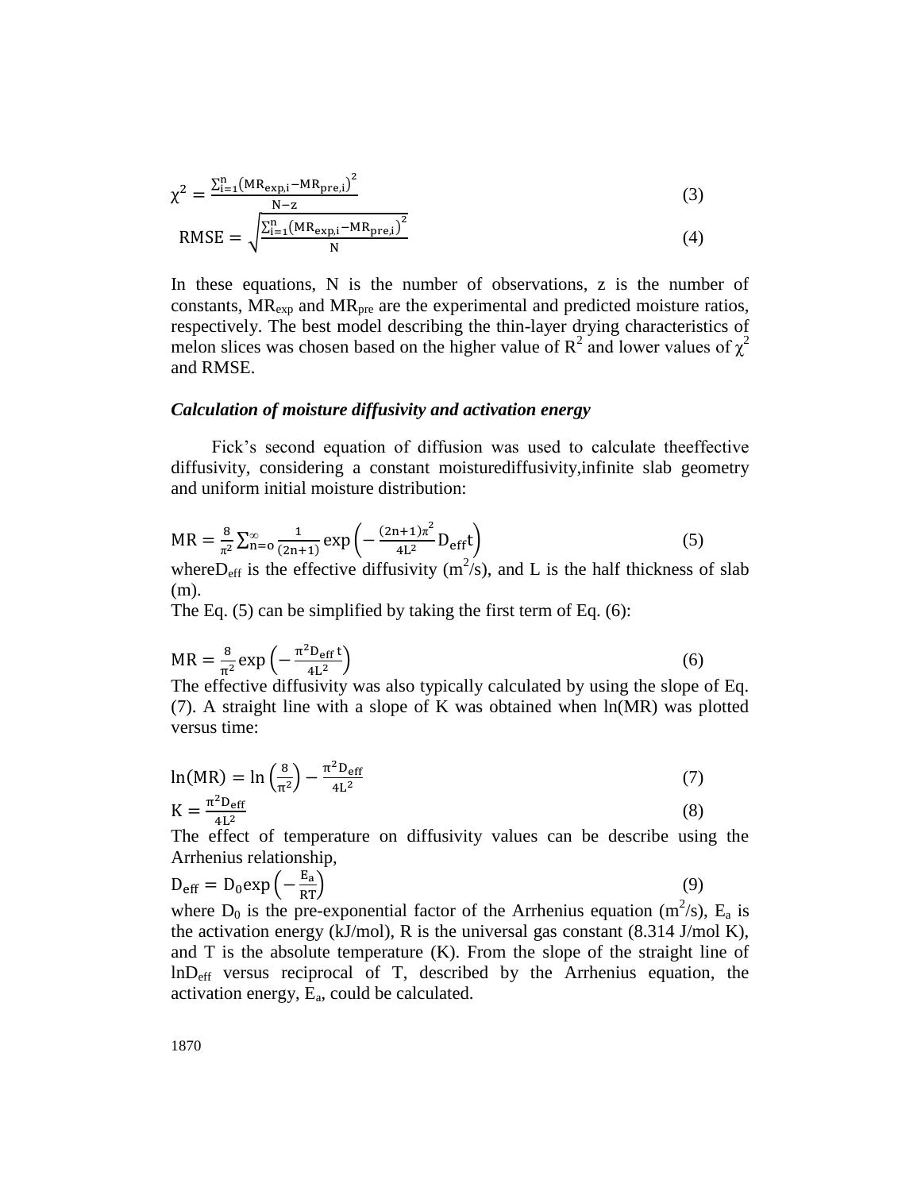$$\chi^2 = \frac{\sum_{i=1}^{n}\left(MR_{exp,i} - MR_{pre,i}\right)^2}{N - z} \tag{3}$$

$$RMSE = \sqrt{\frac{\sum_{i=1}^{n}\left(MR_{exp,i} - MR_{pre,i}\right)^2}{N}} \tag{4}$$

In these equations, N is the number of observations, z is the number of constants, $MR_{exp}$ and $MR_{pre}$ are the experimental and predicted moisture ratios, respectively. The best model describing the thin-layer drying characteristics of melon slices was chosen based on the higher value of $R^2$ and lower values of $\chi^2$ and RMSE.

### *Calculation of moisture diffusivity and activation energy*

Fick's second equation of diffusion was used to calculate theeffective diffusivity, considering a constant moisturediffusivity,infinite slab geometry and uniform initial moisture distribution:

$$MR = \frac{8}{\pi^2}\sum_{n=o}^{\infty}\frac{1}{(2n+1)}\exp\left(-\frac{(2n+1)\pi^2}{4L^2}D_{eff}t\right) \tag{5}$$

where$D_{eff}$ is the effective diffusivity ($m^2/s$), and L is the half thickness of slab (m).

The Eq. (5) can be simplified by taking the first term of Eq. (6):

$$MR = \frac{8}{\pi^2}\exp\left(-\frac{\pi^2 D_{eff}\,t}{4L^2}\right) \tag{6}$$

The effective diffusivity was also typically calculated by using the slope of Eq. (7). A straight line with a slope of K was obtained when ln(MR) was plotted versus time:

$$\ln(MR) = \ln\left(\frac{8}{\pi^2}\right) - \frac{\pi^2 D_{eff}}{4L^2} \tag{7}$$

$$K = \frac{\pi^2 D_{eff}}{4L^2} \tag{8}$$

The effect of temperature on diffusivity values can be describe using the Arrhenius relationship,

$$D_{eff} = D_0\exp\left(-\frac{E_a}{RT}\right) \tag{9}$$

where $D_0$ is the pre-exponential factor of the Arrhenius equation ($m^2/s$), $E_a$ is the activation energy (kJ/mol), R is the universal gas constant (8.314 J/mol K), and T is the absolute temperature (K). From the slope of the straight line of $\ln D_{eff}$ versus reciprocal of T, described by the Arrhenius equation, the activation energy, $E_a$, could be calculated.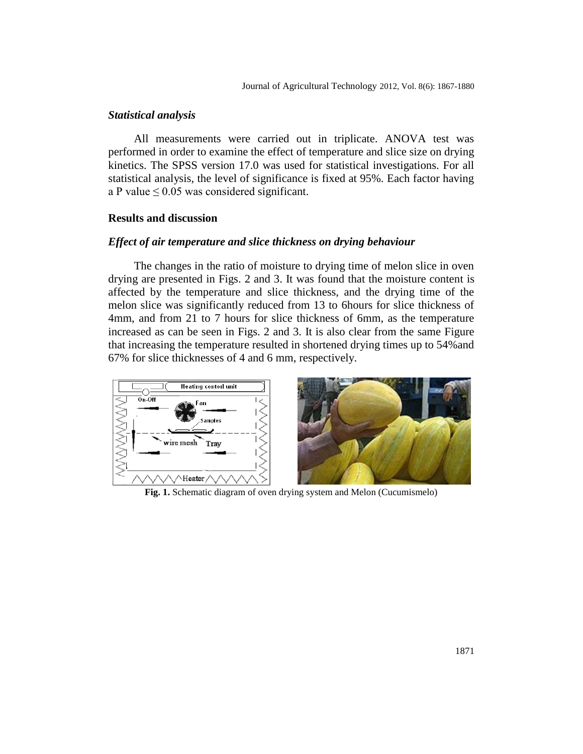### *Statistical analysis*

All measurements were carried out in triplicate. ANOVA test was performed in order to examine the effect of temperature and slice size on drying kinetics. The SPSS version 17.0 was used for statistical investigations. For all statistical analysis, the level of significance is fixed at 95%. Each factor having a P value $\leq 0.05$ was considered significant.

## Results and discussion

### *Effect of air temperature and slice thickness on drying behaviour*

The changes in the ratio of moisture to drying time of melon slice in oven drying are presented in Figs. 2 and 3. It was found that the moisture content is affected by the temperature and slice thickness, and the drying time of the melon slice was significantly reduced from 13 to 6hours for slice thickness of 4mm, and from 21 to 7 hours for slice thickness of 6mm, as the temperature increased as can be seen in Figs. 2 and 3. It is also clear from the same Figure that increasing the temperature resulted in shortened drying times up to 54%and 67% for slice thicknesses of 4 and 6 mm, respectively.

**Fig. 1.** Schematic diagram of oven drying system and Melon (Cucumismelo)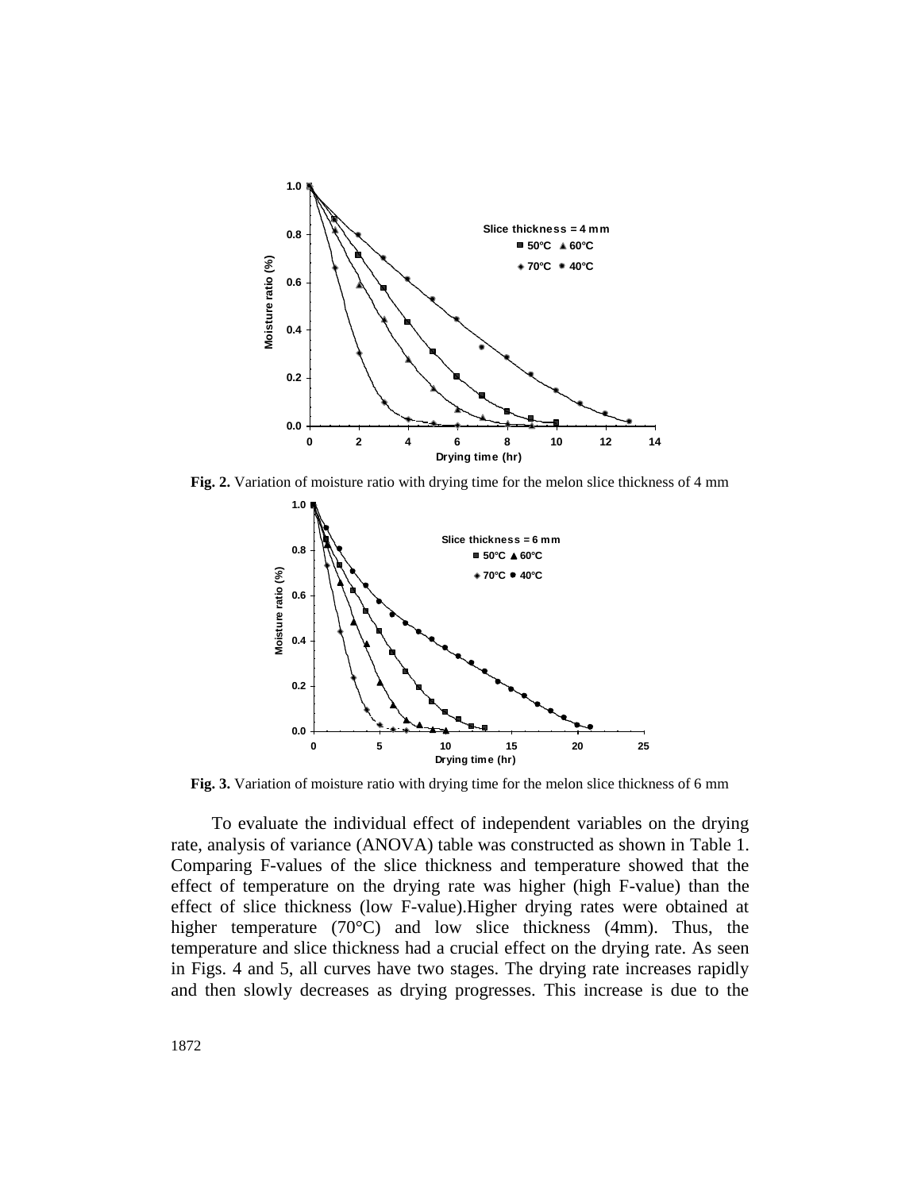**Fig. 2.** Variation of moisture ratio with drying time for the melon slice thickness of 4 mm

**Fig. 3.** Variation of moisture ratio with drying time for the melon slice thickness of 6 mm

To evaluate the individual effect of independent variables on the drying rate, analysis of variance (ANOVA) table was constructed as shown in Table 1. Comparing F-values of the slice thickness and temperature showed that the effect of temperature on the drying rate was higher (high F-value) than the effect of slice thickness (low F-value).Higher drying rates were obtained at higher temperature (70°C) and low slice thickness (4mm). Thus, the temperature and slice thickness had a crucial effect on the drying rate. As seen in Figs. 4 and 5, all curves have two stages. The drying rate increases rapidly and then slowly decreases as drying progresses. This increase is due to the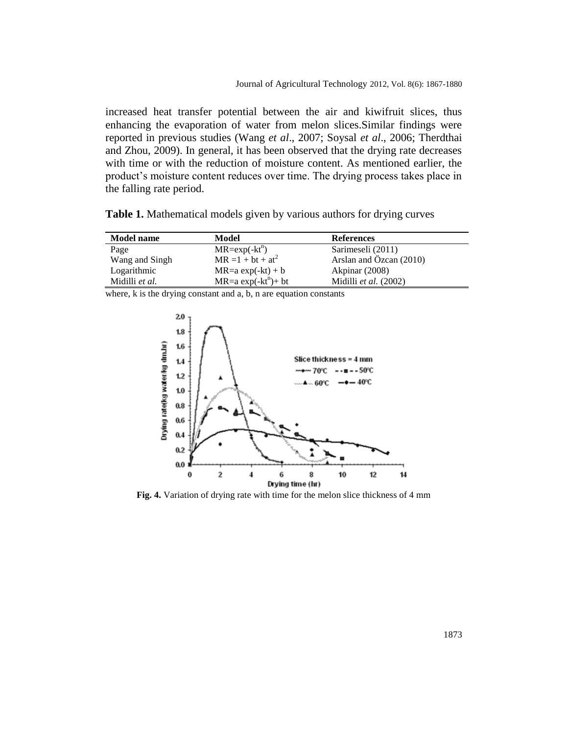increased heat transfer potential between the air and kiwifruit slices, thus enhancing the evaporation of water from melon slices.Similar findings were reported in previous studies (Wang *et al*., 2007; Soysal *et al*., 2006; Therdthai and Zhou, 2009). In general, it has been observed that the drying rate decreases with time or with the reduction of moisture content. As mentioned earlier, the product's moisture content reduces over time. The drying process takes place in the falling rate period.

**Table 1.** Mathematical models given by various authors for drying curves

| Model name | Model | References |
|---|---|---|
| Page | $MR=\exp(-kt^n)$ | Sarimeseli (2011) |
| Wang and Singh | $MR = 1 + bt + at^2$ | Arslan and Özcan (2010) |
| Logarithmic | $MR=a\exp(-kt) + b$ | Akpinar (2008) |
| Midilli *et al.* | $MR=a\exp(-kt^n)+ bt$ | Midilli *et al.* (2002) |

where, k is the drying constant and a, b, n are equation constants

**Fig. 4.** Variation of drying rate with time for the melon slice thickness of 4 mm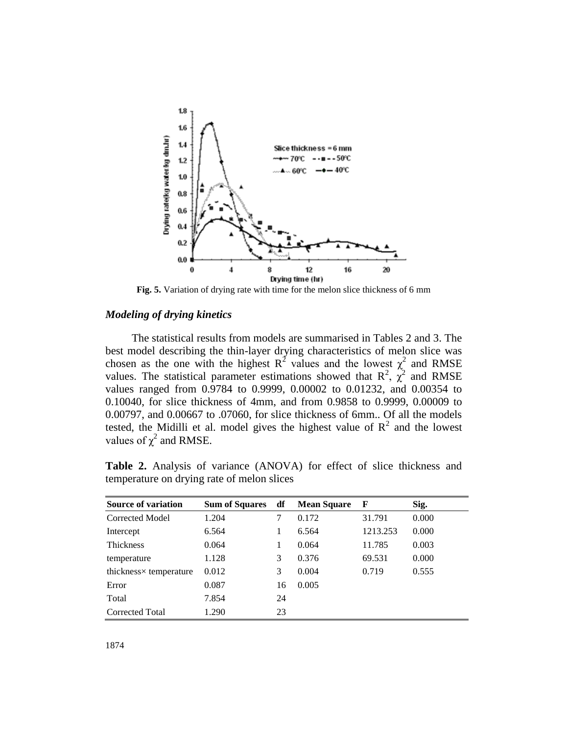**Fig. 5.** Variation of drying rate with time for the melon slice thickness of 6 mm

### *Modeling of drying kinetics*

The statistical results from models are summarised in Tables 2 and 3. The best model describing the thin-layer drying characteristics of melon slice was chosen as the one with the highest $R^2$ values and the lowest $\chi^2$ and RMSE values. The statistical parameter estimations showed that $R^2$, $\chi^2$ and RMSE values ranged from 0.9784 to 0.9999, 0.00002 to 0.01232, and 0.00354 to 0.10040, for slice thickness of 4mm, and from 0.9858 to 0.9999, 0.00009 to 0.00797, and 0.00667 to .07060, for slice thickness of 6mm.. Of all the models tested, the Midilli et al. model gives the highest value of $R^2$ and the lowest values of $\chi^2$ and RMSE.

**Table 2.** Analysis of variance (ANOVA) for effect of slice thickness and temperature on drying rate of melon slices

| Source of variation | Sum of Squares | df | Mean Square | F | Sig. |
|---|---|---|---|---|---|
| Corrected Model | 1.204 | 7 | 0.172 | 31.791 | 0.000 |
| Intercept | 6.564 | 1 | 6.564 | 1213.253 | 0.000 |
| Thickness | 0.064 | 1 | 0.064 | 11.785 | 0.003 |
| temperature | 1.128 | 3 | 0.376 | 69.531 | 0.000 |
| thickness× temperature | 0.012 | 3 | 0.004 | 0.719 | 0.555 |
| Error | 0.087 | 16 | 0.005 | | |
| Total | 7.854 | 24 | | | |
| Corrected Total | 1.290 | 23 | | | |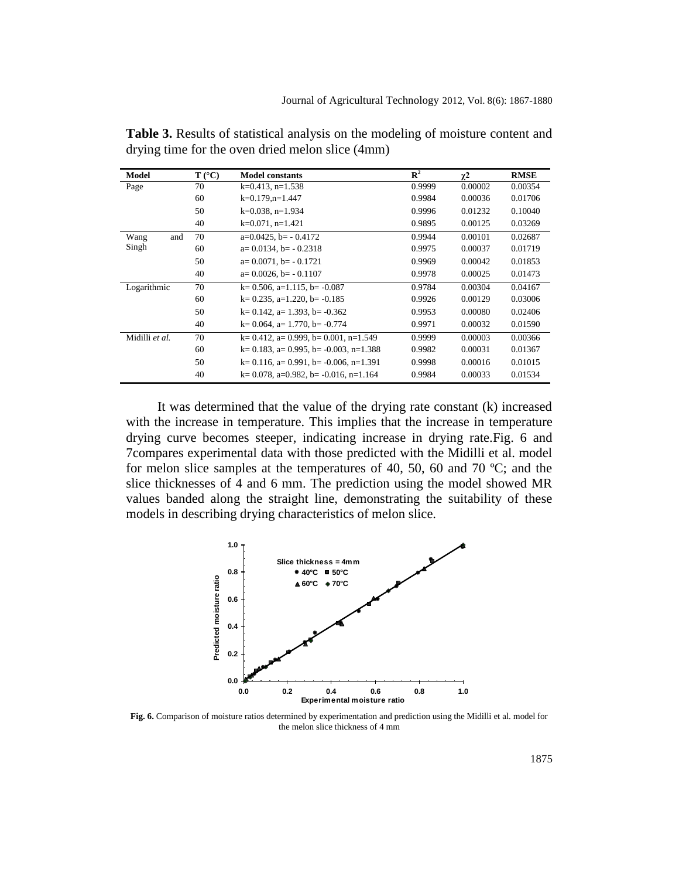**Table 3.** Results of statistical analysis on the modeling of moisture content and drying time for the oven dried melon slice (4mm)

| Model | T (°C) | Model constants | $R^2$ | $\chi 2$ | RMSE |
|---|---|---|---|---|---|
| Page | 70 | k=0.413, n=1.538 | 0.9999 | 0.00002 | 0.00354 |
| | 60 | k=0.179,n=1.447 | 0.9984 | 0.00036 | 0.01706 |
| | 50 | k=0.038, n=1.934 | 0.9996 | 0.01232 | 0.10040 |
| | 40 | k=0.071, n=1.421 | 0.9895 | 0.00125 | 0.03269 |
| Wang and Singh | 70 | a=0.0425, b= - 0.4172 | 0.9944 | 0.00101 | 0.02687 |
| | 60 | a= 0.0134, b= - 0.2318 | 0.9975 | 0.00037 | 0.01719 |
| | 50 | a= 0.0071, b= - 0.1721 | 0.9969 | 0.00042 | 0.01853 |
| | 40 | a= 0.0026, b= - 0.1107 | 0.9978 | 0.00025 | 0.01473 |
| Logarithmic | 70 | k= 0.506, a=1.115, b= -0.087 | 0.9784 | 0.00304 | 0.04167 |
| | 60 | k= 0.235, a=1.220, b= -0.185 | 0.9926 | 0.00129 | 0.03006 |
| | 50 | k= 0.142, a= 1.393, b= -0.362 | 0.9953 | 0.00080 | 0.02406 |
| | 40 | k= 0.064, a= 1.770, b= -0.774 | 0.9971 | 0.00032 | 0.01590 |
| Midilli *et al.* | 70 | k= 0.412, a= 0.999, b= 0.001, n=1.549 | 0.9999 | 0.00003 | 0.00366 |
| | 60 | k= 0.183, a= 0.995, b= -0.003, n=1.388 | 0.9982 | 0.00031 | 0.01367 |
| | 50 | k= 0.116, a= 0.991, b= -0.006, n=1.391 | 0.9998 | 0.00016 | 0.01015 |
| | 40 | k= 0.078, a=0.982, b= -0.016, n=1.164 | 0.9984 | 0.00033 | 0.01534 |

It was determined that the value of the drying rate constant (k) increased with the increase in temperature. This implies that the increase in temperature drying curve becomes steeper, indicating increase in drying rate.Fig. 6 and 7compares experimental data with those predicted with the Midilli et al. model for melon slice samples at the temperatures of 40, 50, 60 and 70 ºC; and the slice thicknesses of 4 and 6 mm. The prediction using the model showed MR values banded along the straight line, demonstrating the suitability of these models in describing drying characteristics of melon slice.

**Fig. 6.** Comparison of moisture ratios determined by experimentation and prediction using the Midilli et al. model for the melon slice thickness of 4 mm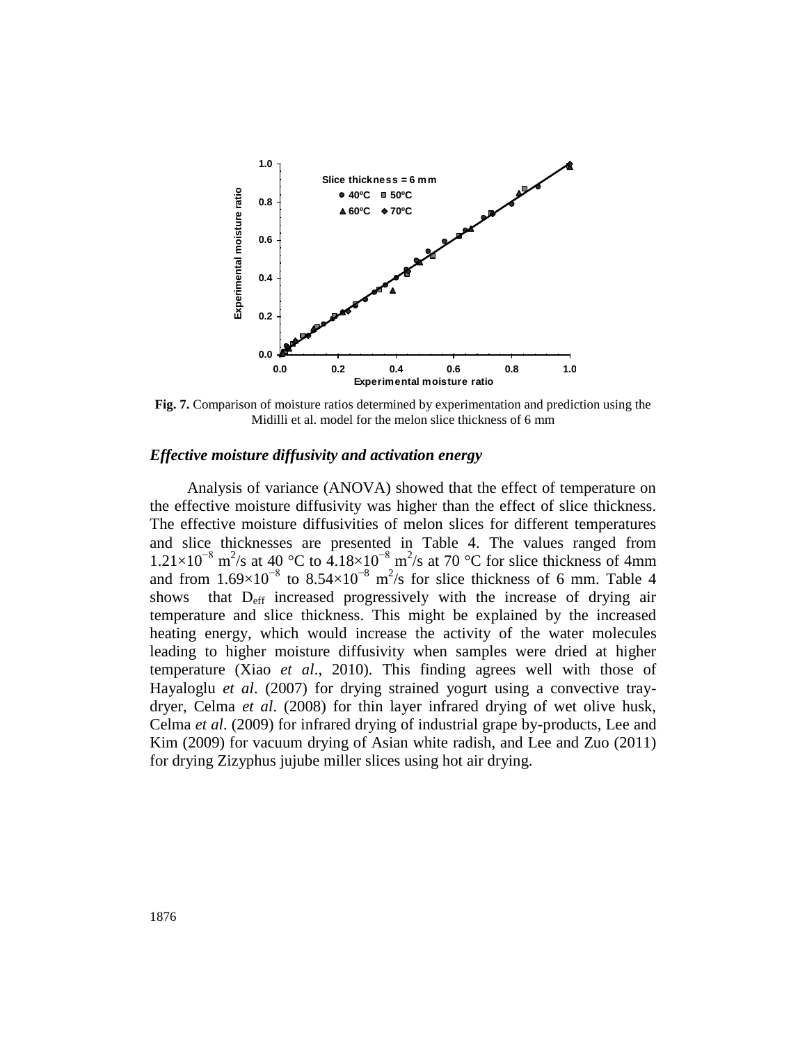**Fig. 7.** Comparison of moisture ratios determined by experimentation and prediction using the Midilli et al. model for the melon slice thickness of 6 mm

### *Effective moisture diffusivity and activation energy*

Analysis of variance (ANOVA) showed that the effect of temperature on the effective moisture diffusivity was higher than the effect of slice thickness. The effective moisture diffusivities of melon slices for different temperatures and slice thicknesses are presented in Table 4. The values ranged from $1.21\times10^{-8}$ $m^2/s$ at 40 °C to $4.18\times10^{-8}$ $m^2/s$ at 70 °C for slice thickness of 4mm and from $1.69\times10^{-8}$ to $8.54\times10^{-8}$ $m^2/s$ for slice thickness of 6 mm. Table 4 shows that $D_{eff}$ increased progressively with the increase of drying air temperature and slice thickness. This might be explained by the increased heating energy, which would increase the activity of the water molecules leading to higher moisture diffusivity when samples were dried at higher temperature (Xiao *et al*., 2010). This finding agrees well with those of Hayaloglu *et al*. (2007) for drying strained yogurt using a convective tray-dryer, Celma *et al*. (2008) for thin layer infrared drying of wet olive husk, Celma *et al*. (2009) for infrared drying of industrial grape by-products, Lee and Kim (2009) for vacuum drying of Asian white radish, and Lee and Zuo (2011) for drying Zizyphus jujube miller slices using hot air drying.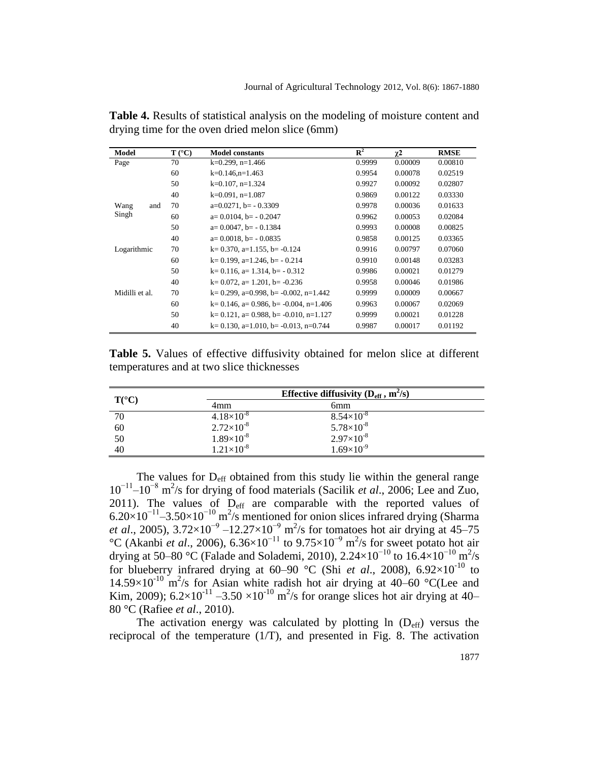**Table 4.** Results of statistical analysis on the modeling of moisture content and drying time for the oven dried melon slice (6mm)

| Model | T (°C) | Model constants | $R^2$ | $\chi2$ | RMSE |
|---|---|---|---|---|---|
| Page | 70 | k=0.299, n=1.466 | 0.9999 | 0.00009 | 0.00810 |
| | 60 | k=0.146,n=1.463 | 0.9954 | 0.00078 | 0.02519 |
| | 50 | k=0.107, n=1.324 | 0.9927 | 0.00092 | 0.02807 |
| | 40 | k=0.091, n=1.087 | 0.9869 | 0.00122 | 0.03330 |
| Wang and Singh | 70 | a=0.0271, b= - 0.3309 | 0.9978 | 0.00036 | 0.01633 |
| | 60 | a= 0.0104, b= - 0.2047 | 0.9962 | 0.00053 | 0.02084 |
| | 50 | a= 0.0047, b= - 0.1384 | 0.9993 | 0.00008 | 0.00825 |
| | 40 | a= 0.0018, b= - 0.0835 | 0.9858 | 0.00125 | 0.03365 |
| Logarithmic | 70 | k= 0.370, a=1.155, b= -0.124 | 0.9916 | 0.00797 | 0.07060 |
| | 60 | k= 0.199, a=1.246, b= - 0.214 | 0.9910 | 0.00148 | 0.03283 |
| | 50 | k= 0.116, a= 1.314, b= - 0.312 | 0.9986 | 0.00021 | 0.01279 |
| | 40 | k= 0.072, a= 1.201, b= -0.236 | 0.9958 | 0.00046 | 0.01986 |
| Midilli et al. | 70 | k= 0.299, a=0.998, b= -0.002, n=1.442 | 0.9999 | 0.00009 | 0.00667 |
| | 60 | k= 0.146, a= 0.986, b= -0.004, n=1.406 | 0.9963 | 0.00067 | 0.02069 |
| | 50 | k= 0.121, a= 0.988, b= -0.010, n=1.127 | 0.9999 | 0.00021 | 0.01228 |
| | 40 | k= 0.130, a=1.010, b= -0.013, n=0.744 | 0.9987 | 0.00017 | 0.01192 |

**Table 5.** Values of effective diffusivity obtained for melon slice at different temperatures and at two slice thicknesses

| T(°C) | Effective diffusivity ($D_{eff}$, $m^2/s$) | |
|---|---|---|
| | 4mm | 6mm |
| 70 | $4.18\times10^{-8}$ | $8.54\times10^{-8}$ |
| 60 | $2.72\times10^{-8}$ | $5.78\times10^{-8}$ |
| 50 | $1.89\times10^{-8}$ | $2.97\times10^{-8}$ |
| 40 | $1.21\times10^{-8}$ | $1.69\times10^{-9}$ |

The values for $D_{eff}$ obtained from this study lie within the general range $10^{-11}$–$10^{-8}$ $m^2/s$ for drying of food materials (Sacilik *et al*., 2006; Lee and Zuo, 2011). The values of $D_{eff}$ are comparable with the reported values of $6.20\times10^{-11}$–$3.50\times10^{-10}$ $m^2/s$ mentioned for onion slices infrared drying (Sharma *et al*., 2005), $3.72\times10^{-9}$ –$12.27\times10^{-9}$ $m^2/s$ for tomatoes hot air drying at 45–75 °C (Akanbi *et al*., 2006), $6.36\times10^{-11}$ to $9.75\times10^{-9}$ $m^2/s$ for sweet potato hot air drying at 50–80 °C (Falade and Solademi, 2010), $2.24\times10^{-10}$ to $16.4\times10^{-10}$ $m^2/s$ for blueberry infrared drying at 60–90 °C (Shi *et al*., 2008), $6.92\times10^{-10}$ to $14.59\times10^{-10}$ $m^2/s$ for Asian white radish hot air drying at 40–60 °C(Lee and Kim, 2009); $6.2\times10^{-11}$ –$3.50\times10^{-10}$ $m^2/s$ for orange slices hot air drying at 40–80 °C (Rafiee *et al*., 2010).

The activation energy was calculated by plotting ln ($D_{eff}$) versus the reciprocal of the temperature (1/T), and presented in Fig. 8. The activation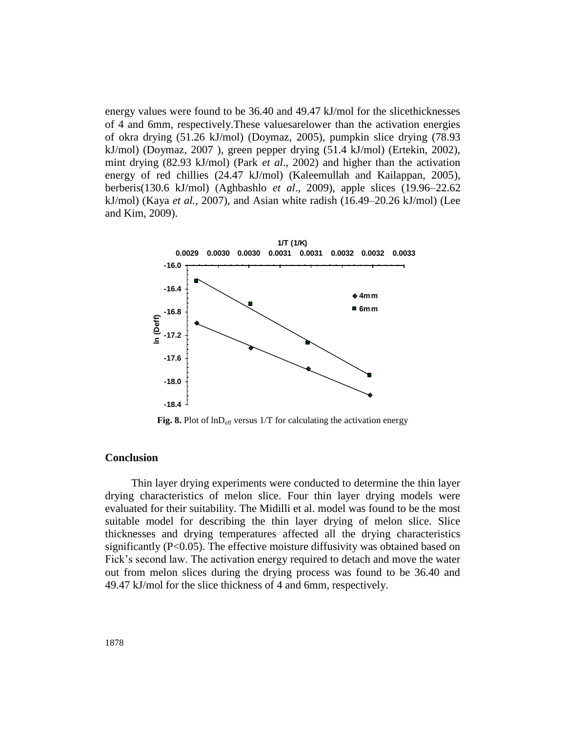energy values were found to be 36.40 and 49.47 kJ/mol for the slicethicknesses of 4 and 6mm, respectively.These valuesarelower than the activation energies of okra drying (51.26 kJ/mol) (Doymaz, 2005), pumpkin slice drying (78.93 kJ/mol) (Doymaz, 2007 ), green pepper drying (51.4 kJ/mol) (Ertekin, 2002), mint drying (82.93 kJ/mol) (Park *et al*., 2002) and higher than the activation energy of red chillies (24.47 kJ/mol) (Kaleemullah and Kailappan, 2005), berberis(130.6 kJ/mol) (Aghbashlo *et al*., 2009), apple slices (19.96–22.62 kJ/mol) (Kaya *et al.*, 2007), and Asian white radish (16.49–20.26 kJ/mol) (Lee and Kim, 2009).

**Fig. 8.** Plot of $\ln D_{eff}$ versus 1/T for calculating the activation energy

## Conclusion

Thin layer drying experiments were conducted to determine the thin layer drying characteristics of melon slice. Four thin layer drying models were evaluated for their suitability. The Midilli et al. model was found to be the most suitable model for describing the thin layer drying of melon slice. Slice thicknesses and drying temperatures affected all the drying characteristics significantly ($P<0.05$). The effective moisture diffusivity was obtained based on Fick's second law. The activation energy required to detach and move the water out from melon slices during the drying process was found to be 36.40 and 49.47 kJ/mol for the slice thickness of 4 and 6mm, respectively.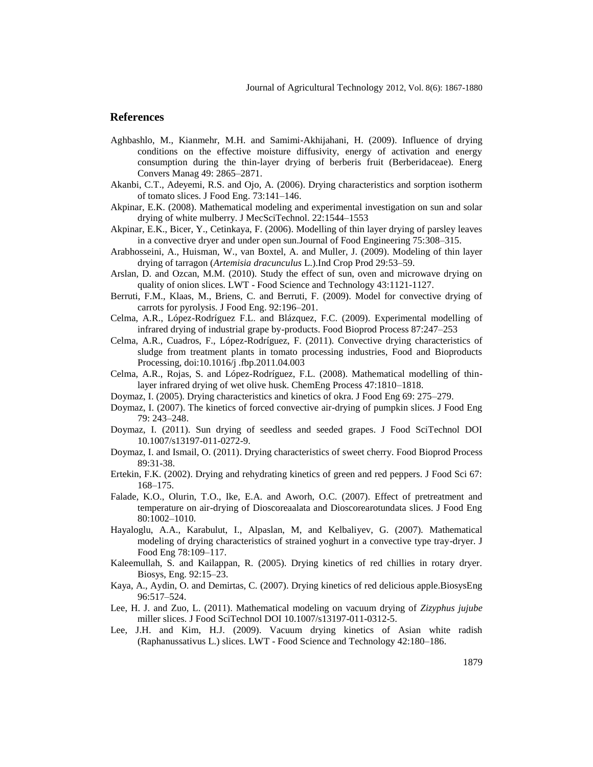## References

Aghbashlo, M., Kianmehr, M.H. and Samimi-Akhijahani, H. (2009). Influence of drying conditions on the effective moisture diffusivity, energy of activation and energy consumption during the thin-layer drying of berberis fruit (Berberidaceae). Energ Convers Manag 49: 2865–2871.

Akanbi, C.T., Adeyemi, R.S. and Ojo, A. (2006). Drying characteristics and sorption isotherm of tomato slices. J Food Eng. 73:141–146.

Akpinar, E.K. (2008). Mathematical modeling and experimental investigation on sun and solar drying of white mulberry. J MecSciTechnol. 22:1544–1553

Akpinar, E.K., Bicer, Y., Cetinkaya, F. (2006). Modelling of thin layer drying of parsley leaves in a convective dryer and under open sun.Journal of Food Engineering 75:308–315.

Arabhosseini, A., Huisman, W., van Boxtel, A. and Muller, J. (2009). Modeling of thin layer drying of tarragon (*Artemisia dracunculus* L.).Ind Crop Prod 29:53–59.

Arslan, D. and Ozcan, M.M. (2010). Study the effect of sun, oven and microwave drying on quality of onion slices. LWT - Food Science and Technology 43:1121-1127.

Berruti, F.M., Klaas, M., Briens, C. and Berruti, F. (2009). Model for convective drying of carrots for pyrolysis. J Food Eng. 92:196–201.

Celma, A.R., López-Rodríguez F.L. and Blázquez, F.C. (2009). Experimental modelling of infrared drying of industrial grape by-products. Food Bioprod Process 87:247–253

Celma, A.R., Cuadros, F., López-Rodríguez, F. (2011). Convective drying characteristics of sludge from treatment plants in tomato processing industries, Food and Bioproducts Processing, doi:10.1016/j .fbp.2011.04.003

Celma, A.R., Rojas, S. and López-Rodríguez, F.L. (2008). Mathematical modelling of thin-layer infrared drying of wet olive husk. ChemEng Process 47:1810–1818.

Doymaz, I. (2005). Drying characteristics and kinetics of okra. J Food Eng 69: 275–279.

Doymaz, I. (2007). The kinetics of forced convective air-drying of pumpkin slices. J Food Eng 79: 243–248.

Doymaz, I. (2011). Sun drying of seedless and seeded grapes. J Food SciTechnol DOI 10.1007/s13197-011-0272-9.

Doymaz, I. and Ismail, O. (2011). Drying characteristics of sweet cherry. Food Bioprod Process 89:31-38.

Ertekin, F.K. (2002). Drying and rehydrating kinetics of green and red peppers. J Food Sci 67: 168–175.

Falade, K.O., Olurin, T.O., Ike, E.A. and Aworh, O.C. (2007). Effect of pretreatment and temperature on air-drying of Dioscoreaalata and Dioscorearotundata slices. J Food Eng 80:1002–1010.

Hayaloglu, A.A., Karabulut, I., Alpaslan, M, and Kelbaliyev, G. (2007). Mathematical modeling of drying characteristics of strained yoghurt in a convective type tray-dryer. J Food Eng 78:109–117.

Kaleemullah, S. and Kailappan, R. (2005). Drying kinetics of red chillies in rotary dryer. Biosys, Eng. 92:15–23.

Kaya, A., Aydin, O. and Demirtas, C. (2007). Drying kinetics of red delicious apple.BiosysEng 96:517–524.

Lee, H. J. and Zuo, L. (2011). Mathematical modeling on vacuum drying of *Zizyphus jujube* miller slices. J Food SciTechnol DOI 10.1007/s13197-011-0312-5.

Lee, J.H. and Kim, H.J. (2009). Vacuum drying kinetics of Asian white radish (Raphanussativus L.) slices. LWT - Food Science and Technology 42:180–186.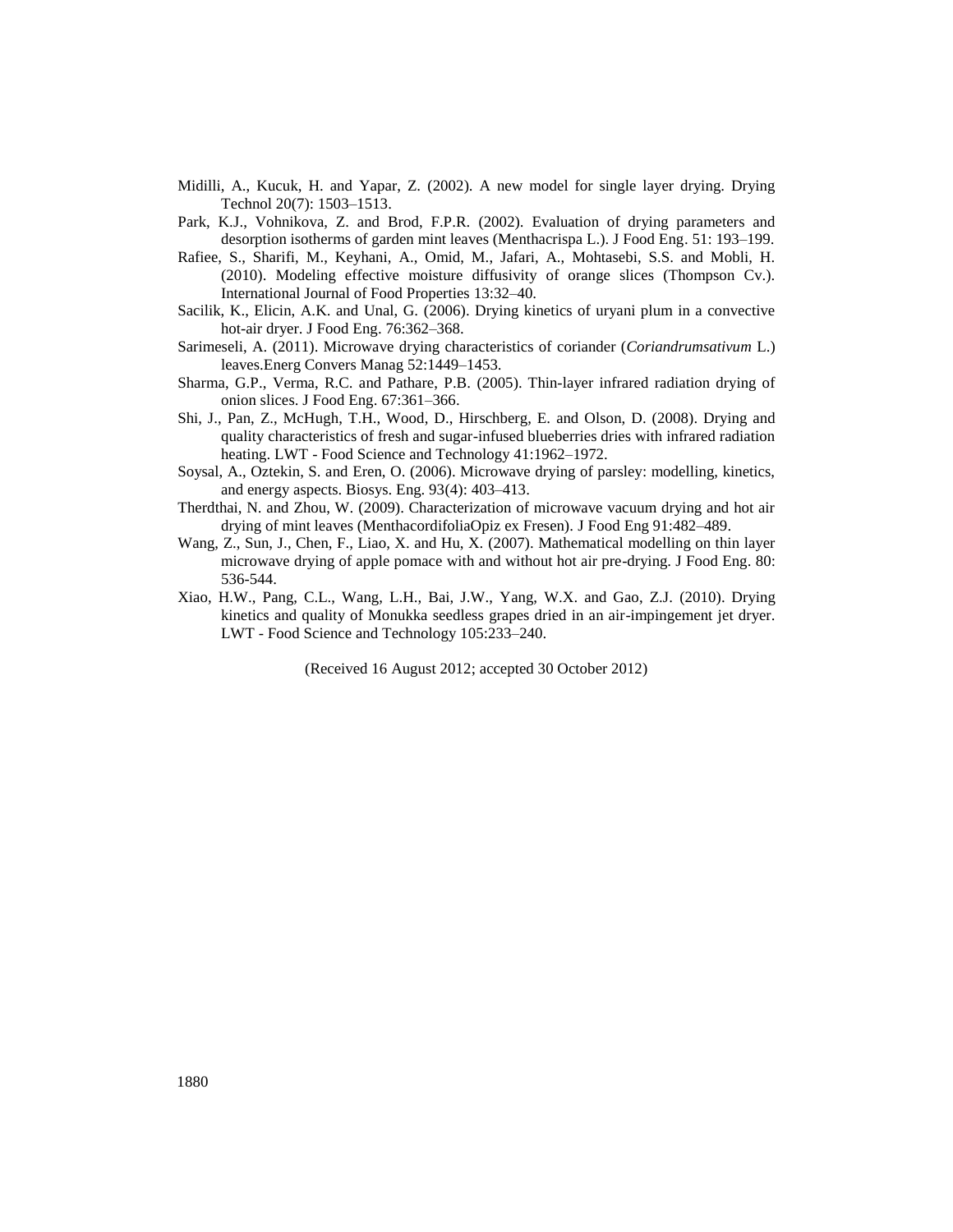Midilli, A., Kucuk, H. and Yapar, Z. (2002). A new model for single layer drying. Drying Technol 20(7): 1503–1513.

Park, K.J., Vohnikova, Z. and Brod, F.P.R. (2002). Evaluation of drying parameters and desorption isotherms of garden mint leaves (Menthacrispa L.). J Food Eng. 51: 193–199.

Rafiee, S., Sharifi, M., Keyhani, A., Omid, M., Jafari, A., Mohtasebi, S.S. and Mobli, H. (2010). Modeling effective moisture diffusivity of orange slices (Thompson Cv.). International Journal of Food Properties 13:32–40.

Sacilik, K., Elicin, A.K. and Unal, G. (2006). Drying kinetics of uryani plum in a convective hot-air dryer. J Food Eng. 76:362–368.

Sarimeseli, A. (2011). Microwave drying characteristics of coriander (*Coriandrumsativum* L.) leaves.Energ Convers Manag 52:1449–1453.

Sharma, G.P., Verma, R.C. and Pathare, P.B. (2005). Thin-layer infrared radiation drying of onion slices. J Food Eng. 67:361–366.

Shi, J., Pan, Z., McHugh, T.H., Wood, D., Hirschberg, E. and Olson, D. (2008). Drying and quality characteristics of fresh and sugar-infused blueberries dries with infrared radiation heating. LWT - Food Science and Technology 41:1962–1972.

Soysal, A., Oztekin, S. and Eren, O. (2006). Microwave drying of parsley: modelling, kinetics, and energy aspects. Biosys. Eng. 93(4): 403–413.

Therdthai, N. and Zhou, W. (2009). Characterization of microwave vacuum drying and hot air drying of mint leaves (MenthacordifoliaOpiz ex Fresen). J Food Eng 91:482–489.

Wang, Z., Sun, J., Chen, F., Liao, X. and Hu, X. (2007). Mathematical modelling on thin layer microwave drying of apple pomace with and without hot air pre-drying. J Food Eng. 80: 536-544.

Xiao, H.W., Pang, C.L., Wang, L.H., Bai, J.W., Yang, W.X. and Gao, Z.J. (2010). Drying kinetics and quality of Monukka seedless grapes dried in an air-impingement jet dryer. LWT - Food Science and Technology 105:233–240.

(Received 16 August 2012; accepted 30 October 2012)